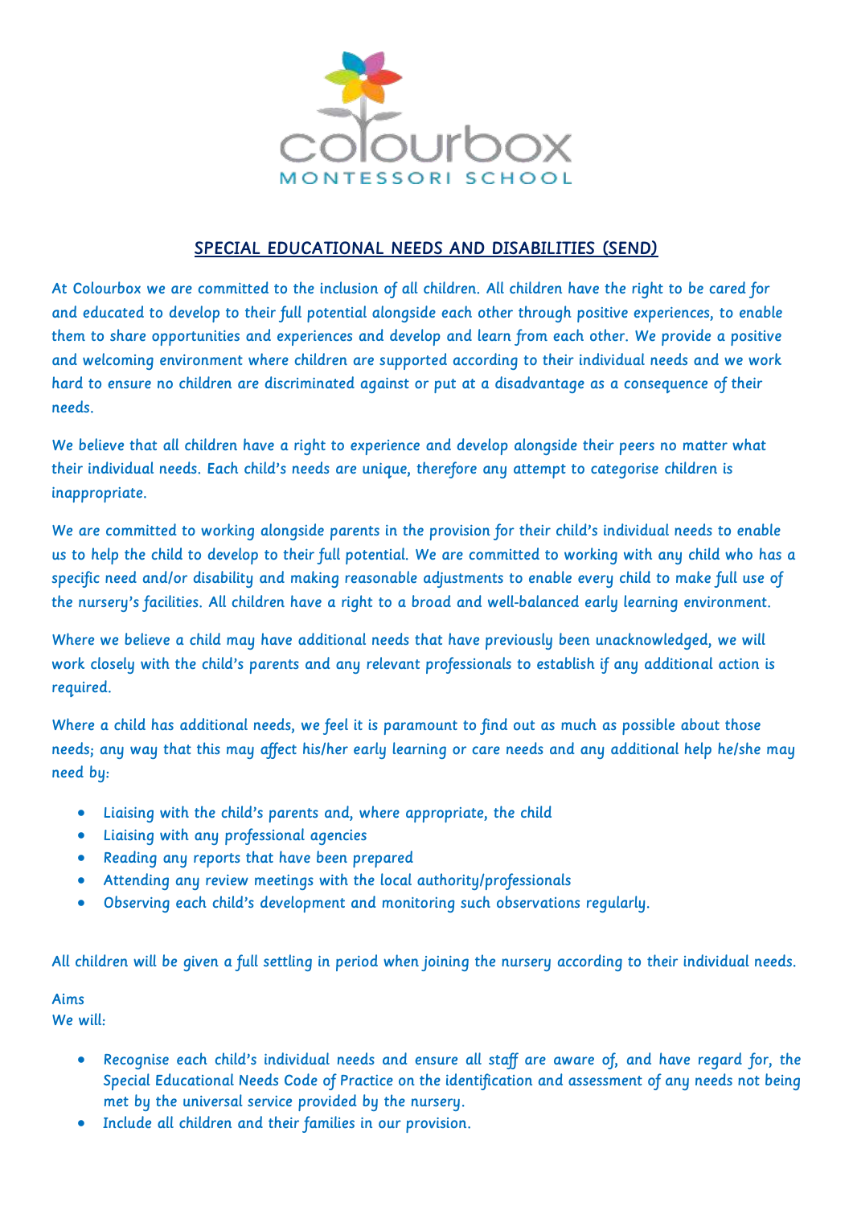colourbox

MONTESSORI SCHOOL

## SPECIAL EDUCATIONAL NEEDS AND DISABILITIES (SEND)

At Colourbox we are committed to the inclusion of all children. All children have the right to be cared for and educated to develop to their full potential alongside each other through positive experiences, to enable them to share opportunities and experiences and develop and learn from each other. We provide a positive and welcoming environment where children are supported according to their individual needs and we work hard to ensure no children are discriminated against or put at a disadvantage as a consequence of their needs.

We believe that all children have a right to experience and develop alongside their peers no matter what their individual needs. Each child's needs are unique, therefore any attempt to categorise children is inappropriate.

We are committed to working alongside parents in the provision for their child's individual needs to enable us to help the child to develop to their full potential. We are committed to working with any child who has a specific need and/or disability and making reasonable adjustments to enable every child to make full use of the nursery's facilities. All children have a right to a broad and well-balanced early learning environment.

Where we believe a child may have additional needs that have previously been unacknowledged, we will work closely with the child's parents and any relevant professionals to establish if any additional action is required.

Where a child has additional needs, we feel it is paramount to find out as much as possible about those needs; any way that this may affect his/her early learning or care needs and any additional help he/she may need by:

- Liaising with the child's parents and, where appropriate, the child
- Liaising with any professional agencies
- Reading any reports that have been prepared
- Attending any review meetings with the local authority/professionals
- Observing each child's development and monitoring such observations regularly.

All children will be given a full settling in period when joining the nursery according to their individual needs.

Aims

We will:

- Recognise each child's individual needs and ensure all staff are aware of, and have regard for, the Special Educational Needs Code of Practice on the identification and assessment of any needs not being met by the universal service provided by the nursery.
- Include all children and their families in our provision.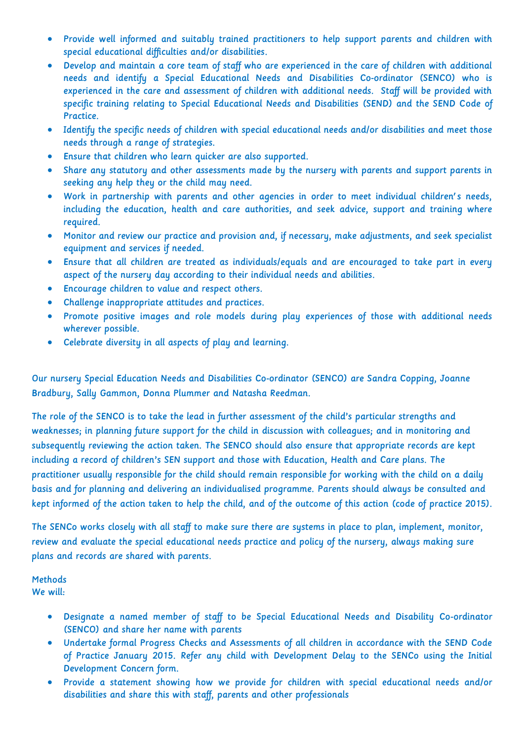- Provide well informed and suitably trained practitioners to help support parents and children with special educational difficulties and/or disabilities.
- Develop and maintain a core team of staff who are experienced in the care of children with additional needs and identify a Special Educational Needs and Disabilities Co-ordinator (SENCO) who is experienced in the care and assessment of children with additional needs. Staff will be provided with specific training relating to Special Educational Needs and Disabilities (SEND) and the SEND Code of Practice.
- Identify the specific needs of children with special educational needs and/or disabilities and meet those needs through a range of strategies.
- Ensure that children who learn quicker are also supported.
- Share any statutory and other assessments made by the nursery with parents and support parents in seeking any help they or the child may need.
- Work in partnership with parents and other agencies in order to meet individual children's needs, including the education, health and care authorities, and seek advice, support and training where required.
- Monitor and review our practice and provision and, if necessary, make adjustments, and seek specialist equipment and services if needed.
- Ensure that all children are treated as individuals/equals and are encouraged to take part in every aspect of the nursery day according to their individual needs and abilities.
- Encourage children to value and respect others.
- Challenge inappropriate attitudes and practices.
- Promote positive images and role models during play experiences of those with additional needs wherever possible.
- Celebrate diversity in all aspects of play and learning.

Our nursery Special Education Needs and Disabilities Co-ordinator (SENCO) are Sandra Copping, Joanne Bradbury, Sally Gammon, Donna Plummer and Natasha Reedman.

The role of the SENCO is to take the lead in further assessment of the child's particular strengths and weaknesses; in planning future support for the child in discussion with colleagues; and in monitoring and subsequently reviewing the action taken. The SENCO should also ensure that appropriate records are kept including a record of children's SEN support and those with Education, Health and Care plans. The practitioner usually responsible for the child should remain responsible for working with the child on a daily basis and for planning and delivering an individualised programme. Parents should always be consulted and kept informed of the action taken to help the child, and of the outcome of this action (code of practice 2015).

The SENCo works closely with all staff to make sure there are systems in place to plan, implement, monitor, review and evaluate the special educational needs practice and policy of the nursery, always making sure plans and records are shared with parents.

Methods
We will:

- Designate a named member of staff to be Special Educational Needs and Disability Co-ordinator (SENCO) and share her name with parents
- Undertake formal Progress Checks and Assessments of all children in accordance with the SEND Code of Practice January 2015. Refer any child with Development Delay to the SENCo using the Initial Development Concern form.
- Provide a statement showing how we provide for children with special educational needs and/or disabilities and share this with staff, parents and other professionals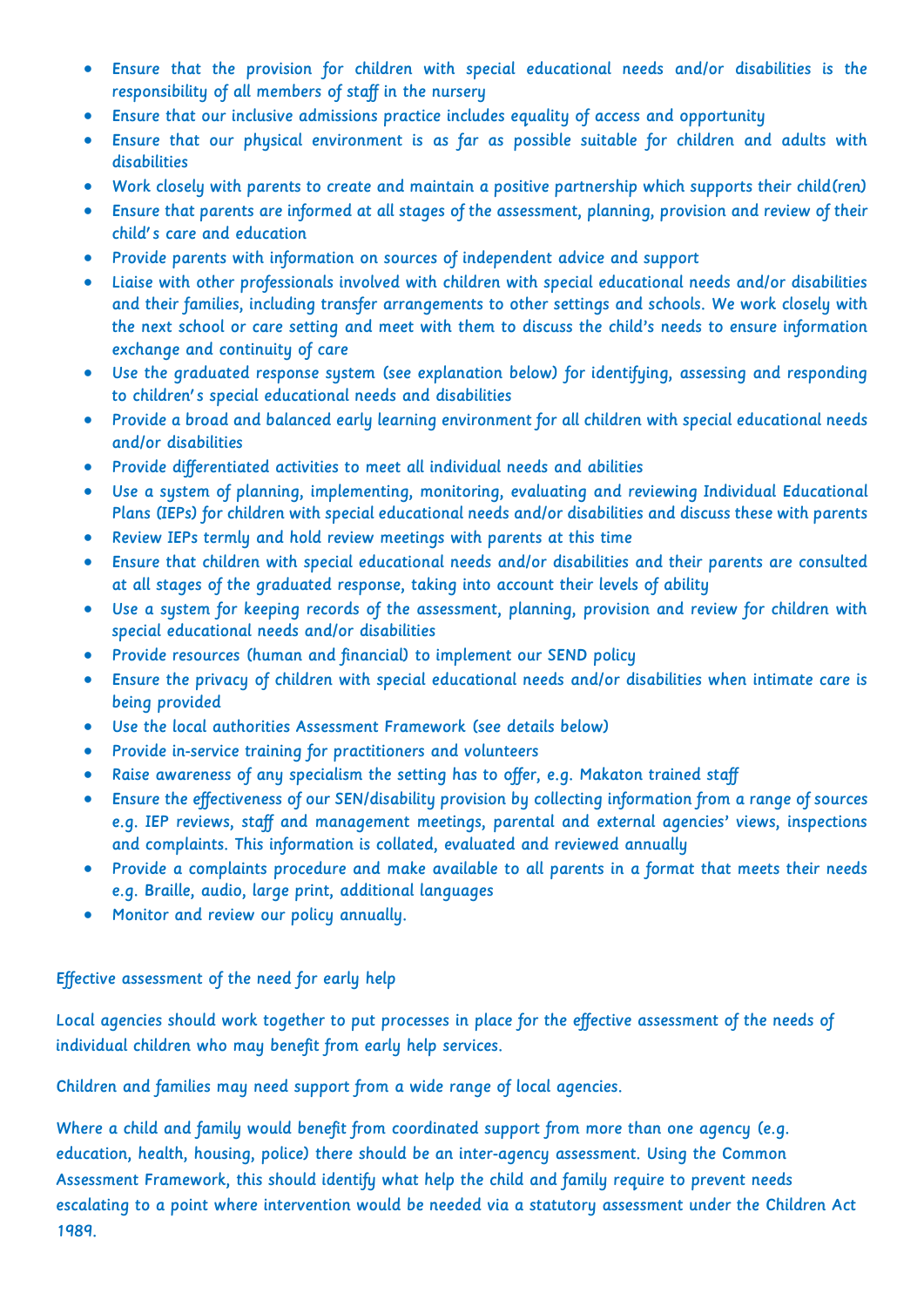- Ensure that the provision for children with special educational needs and/or disabilities is the responsibility of all members of staff in the nursery
- Ensure that our inclusive admissions practice includes equality of access and opportunity
- Ensure that our physical environment is as far as possible suitable for children and adults with disabilities
- Work closely with parents to create and maintain a positive partnership which supports their child(ren)
- Ensure that parents are informed at all stages of the assessment, planning, provision and review of their child's care and education
- Provide parents with information on sources of independent advice and support
- Liaise with other professionals involved with children with special educational needs and/or disabilities and their families, including transfer arrangements to other settings and schools. We work closely with the next school or care setting and meet with them to discuss the child's needs to ensure information exchange and continuity of care
- Use the graduated response system (see explanation below) for identifying, assessing and responding to children's special educational needs and disabilities
- Provide a broad and balanced early learning environment for all children with special educational needs and/or disabilities
- Provide differentiated activities to meet all individual needs and abilities
- Use a system of planning, implementing, monitoring, evaluating and reviewing Individual Educational Plans (IEPs) for children with special educational needs and/or disabilities and discuss these with parents
- Review IEPs termly and hold review meetings with parents at this time
- Ensure that children with special educational needs and/or disabilities and their parents are consulted at all stages of the graduated response, taking into account their levels of ability
- Use a system for keeping records of the assessment, planning, provision and review for children with special educational needs and/or disabilities
- Provide resources (human and financial) to implement our SEND policy
- Ensure the privacy of children with special educational needs and/or disabilities when intimate care is being provided
- Use the local authorities Assessment Framework (see details below)
- Provide in-service training for practitioners and volunteers
- Raise awareness of any specialism the setting has to offer, e.g. Makaton trained staff
- Ensure the effectiveness of our SEN/disability provision by collecting information from a range of sources e.g. IEP reviews, staff and management meetings, parental and external agencies' views, inspections and complaints. This information is collated, evaluated and reviewed annually
- Provide a complaints procedure and make available to all parents in a format that meets their needs e.g. Braille, audio, large print, additional languages
- Monitor and review our policy annually.

Effective assessment of the need for early help

Local agencies should work together to put processes in place for the effective assessment of the needs of individual children who may benefit from early help services.

Children and families may need support from a wide range of local agencies.

Where a child and family would benefit from coordinated support from more than one agency (e.g. education, health, housing, police) there should be an inter-agency assessment. Using the Common Assessment Framework, this should identify what help the child and family require to prevent needs escalating to a point where intervention would be needed via a statutory assessment under the Children Act 1989.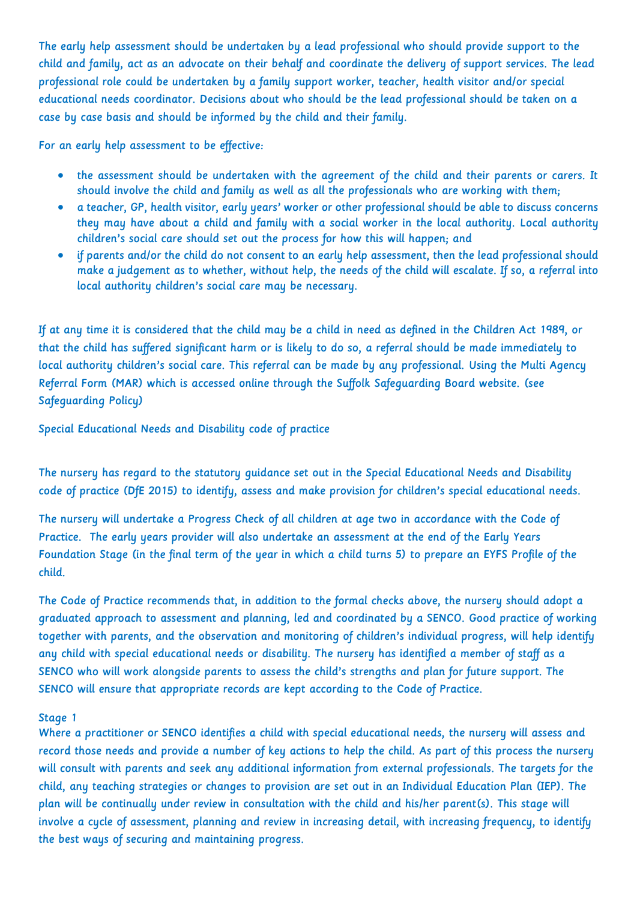The early help assessment should be undertaken by a lead professional who should provide support to the child and family, act as an advocate on their behalf and coordinate the delivery of support services. The lead professional role could be undertaken by a family support worker, teacher, health visitor and/or special educational needs coordinator. Decisions about who should be the lead professional should be taken on a case by case basis and should be informed by the child and their family.

For an early help assessment to be effective:

- the assessment should be undertaken with the agreement of the child and their parents or carers. It should involve the child and family as well as all the professionals who are working with them;
- a teacher, GP, health visitor, early years' worker or other professional should be able to discuss concerns they may have about a child and family with a social worker in the local authority. Local authority children's social care should set out the process for how this will happen; and
- if parents and/or the child do not consent to an early help assessment, then the lead professional should make a judgement as to whether, without help, the needs of the child will escalate. If so, a referral into local authority children's social care may be necessary.

If at any time it is considered that the child may be a child in need as defined in the Children Act 1989, or that the child has suffered significant harm or is likely to do so, a referral should be made immediately to local authority children's social care. This referral can be made by any professional. Using the Multi Agency Referral Form (MAR) which is accessed online through the Suffolk Safeguarding Board website. (see Safeguarding Policy)

## Special Educational Needs and Disability code of practice

The nursery has regard to the statutory guidance set out in the Special Educational Needs and Disability code of practice (DfE 2015) to identify, assess and make provision for children's special educational needs.

The nursery will undertake a Progress Check of all children at age two in accordance with the Code of Practice. The early years provider will also undertake an assessment at the end of the Early Years Foundation Stage (in the final term of the year in which a child turns 5) to prepare an EYFS Profile of the child.

The Code of Practice recommends that, in addition to the formal checks above, the nursery should adopt a graduated approach to assessment and planning, led and coordinated by a SENCO. Good practice of working together with parents, and the observation and monitoring of children's individual progress, will help identify any child with special educational needs or disability. The nursery has identified a member of staff as a SENCO who will work alongside parents to assess the child's strengths and plan for future support. The SENCO will ensure that appropriate records are kept according to the Code of Practice.

### Stage 1

Where a practitioner or SENCO identifies a child with special educational needs, the nursery will assess and record those needs and provide a number of key actions to help the child. As part of this process the nursery will consult with parents and seek any additional information from external professionals. The targets for the child, any teaching strategies or changes to provision are set out in an Individual Education Plan (IEP). The plan will be continually under review in consultation with the child and his/her parent(s). This stage will involve a cycle of assessment, planning and review in increasing detail, with increasing frequency, to identify the best ways of securing and maintaining progress.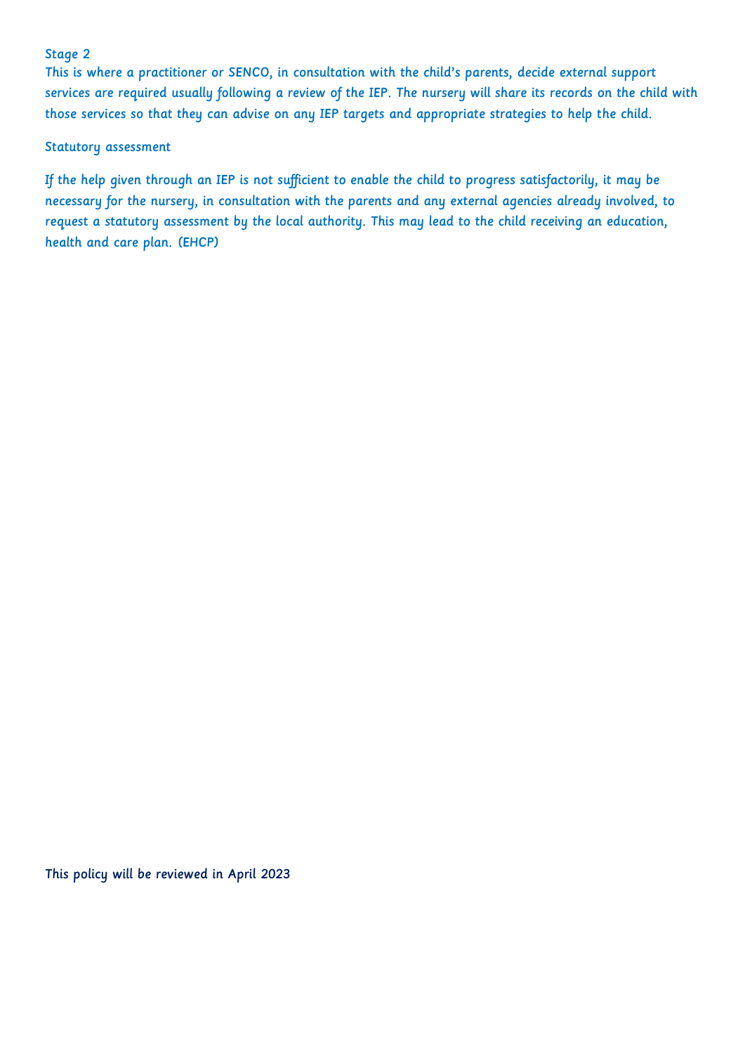Stage 2

This is where a practitioner or SENCO, in consultation with the child's parents, decide external support services are required usually following a review of the IEP. The nursery will share its records on the child with those services so that they can advise on any IEP targets and appropriate strategies to help the child.

Statutory assessment

If the help given through an IEP is not sufficient to enable the child to progress satisfactorily, it may be necessary for the nursery, in consultation with the parents and any external agencies already involved, to request a statutory assessment by the local authority. This may lead to the child receiving an education, health and care plan. (EHCP)

This policy will be reviewed in April 2023